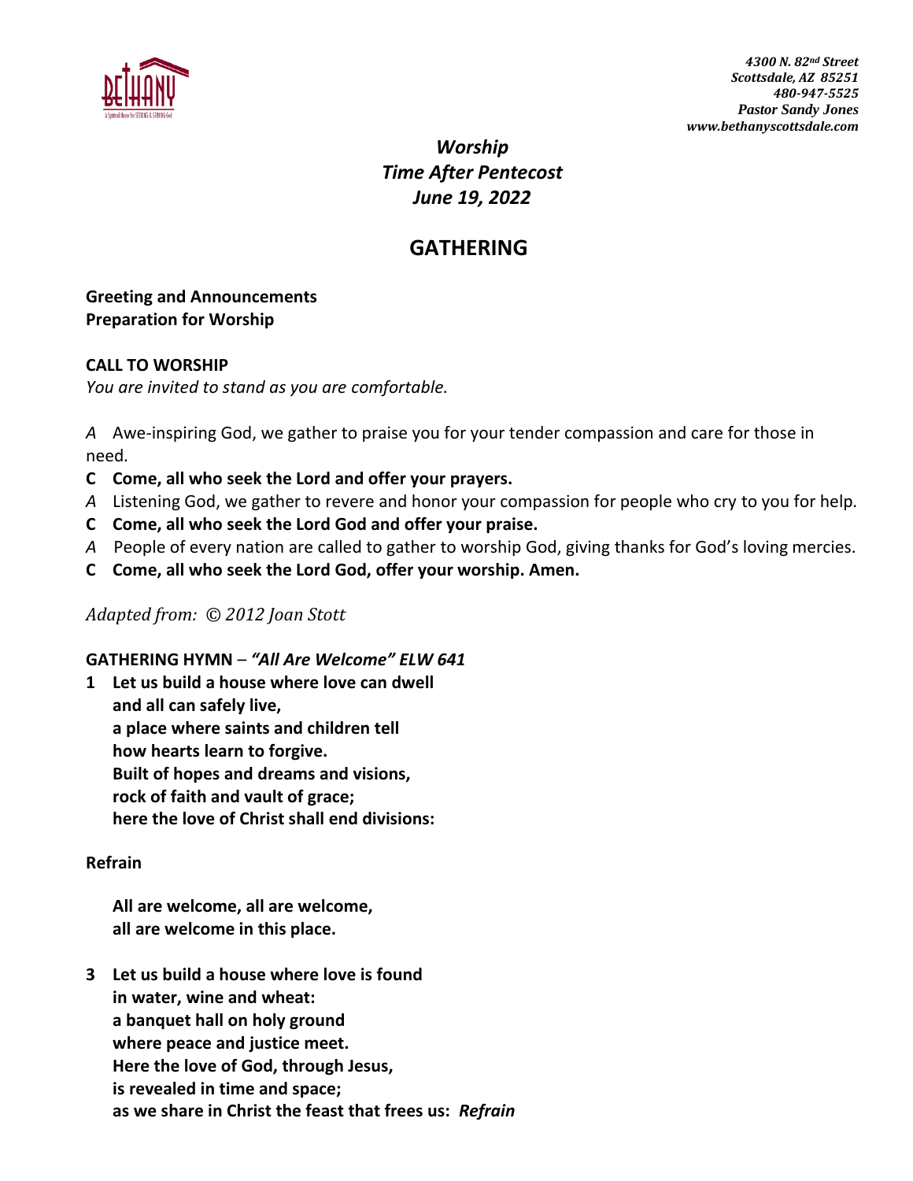4300 N. 82nd Street
Scottsdale, AZ 85251
480-947-5525
Pastor Sandy Jones
www.bethanyscottsdale.com

***Worship***
***Time After Pentecost***
***June 19, 2022***

## GATHERING

**Greeting and Announcements**
**Preparation for Worship**

**CALL TO WORSHIP**
*You are invited to stand as you are comfortable.*

*A* Awe-inspiring God, we gather to praise you for your tender compassion and care for those in need.
**C Come, all who seek the Lord and offer your prayers.**
*A* Listening God, we gather to revere and honor your compassion for people who cry to you for help.
**C Come, all who seek the Lord God and offer your praise.**
*A* People of every nation are called to gather to worship God, giving thanks for God's loving mercies.
**C Come, all who seek the Lord God, offer your worship. Amen.**

*Adapted from: © 2012 Joan Stott*

**GATHERING HYMN** – ***"All Are Welcome" ELW 641***

**1 Let us build a house where love can dwell**
**and all can safely live,**
**a place where saints and children tell**
**how hearts learn to forgive.**
**Built of hopes and dreams and visions,**
**rock of faith and vault of grace;**
**here the love of Christ shall end divisions:**

**Refrain**

**All are welcome, all are welcome,**
**all are welcome in this place.**

**3 Let us build a house where love is found**
**in water, wine and wheat:**
**a banquet hall on holy ground**
**where peace and justice meet.**
**Here the love of God, through Jesus,**
**is revealed in time and space;**
**as we share in Christ the feast that frees us:** ***Refrain***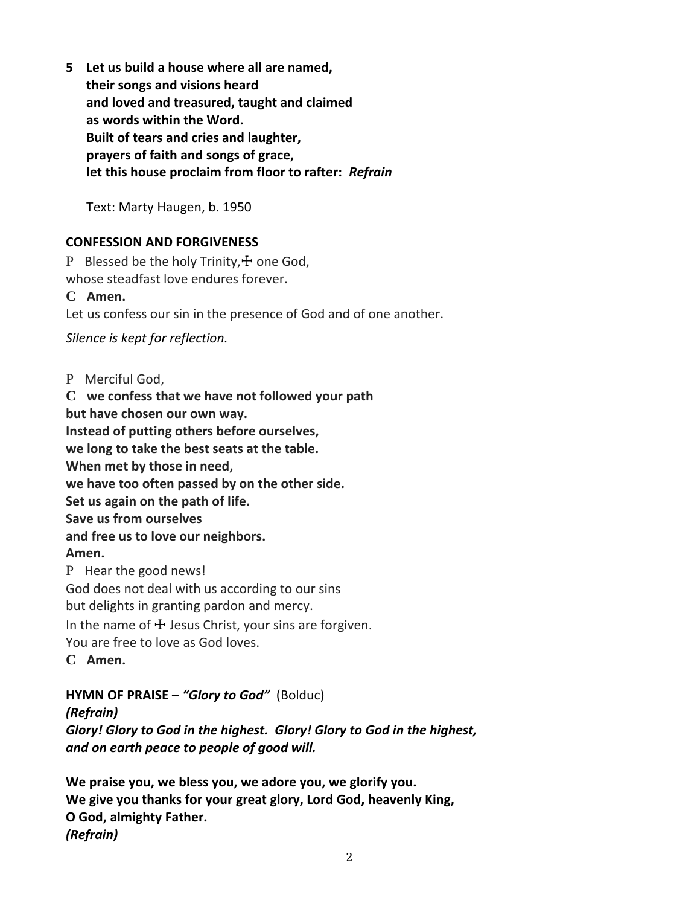**5 Let us build a house where all are named,**
**their songs and visions heard**
**and loved and treasured, taught and claimed**
**as words within the Word.**
**Built of tears and cries and laughter,**
**prayers of faith and songs of grace,**
**let this house proclaim from floor to rafter:** ***Refrain***

Text: Marty Haugen, b. 1950

**CONFESSION AND FORGIVENESS**

P Blessed be the holy Trinity,☩ one God,
whose steadfast love endures forever.

**C Amen.**

Let us confess our sin in the presence of God and of one another.

*Silence is kept for reflection.*

P Merciful God,

**C we confess that we have not followed your path**
**but have chosen our own way.**
**Instead of putting others before ourselves,**
**we long to take the best seats at the table.**
**When met by those in need,**
**we have too often passed by on the other side.**
**Set us again on the path of life.**
**Save us from ourselves**
**and free us to love our neighbors.**
**Amen.**

P Hear the good news!
God does not deal with us according to our sins
but delights in granting pardon and mercy.
In the name of ☩ Jesus Christ, your sins are forgiven.
You are free to love as God loves.

**C Amen.**

**HYMN OF PRAISE –** ***"Glory to God"*** (Bolduc)

***(Refrain)***
***Glory! Glory to God in the highest. Glory! Glory to God in the highest,***
***and on earth peace to people of good will.***

**We praise you, we bless you, we adore you, we glorify you.**
**We give you thanks for your great glory, Lord God, heavenly King,**
**O God, almighty Father.**
***(Refrain)***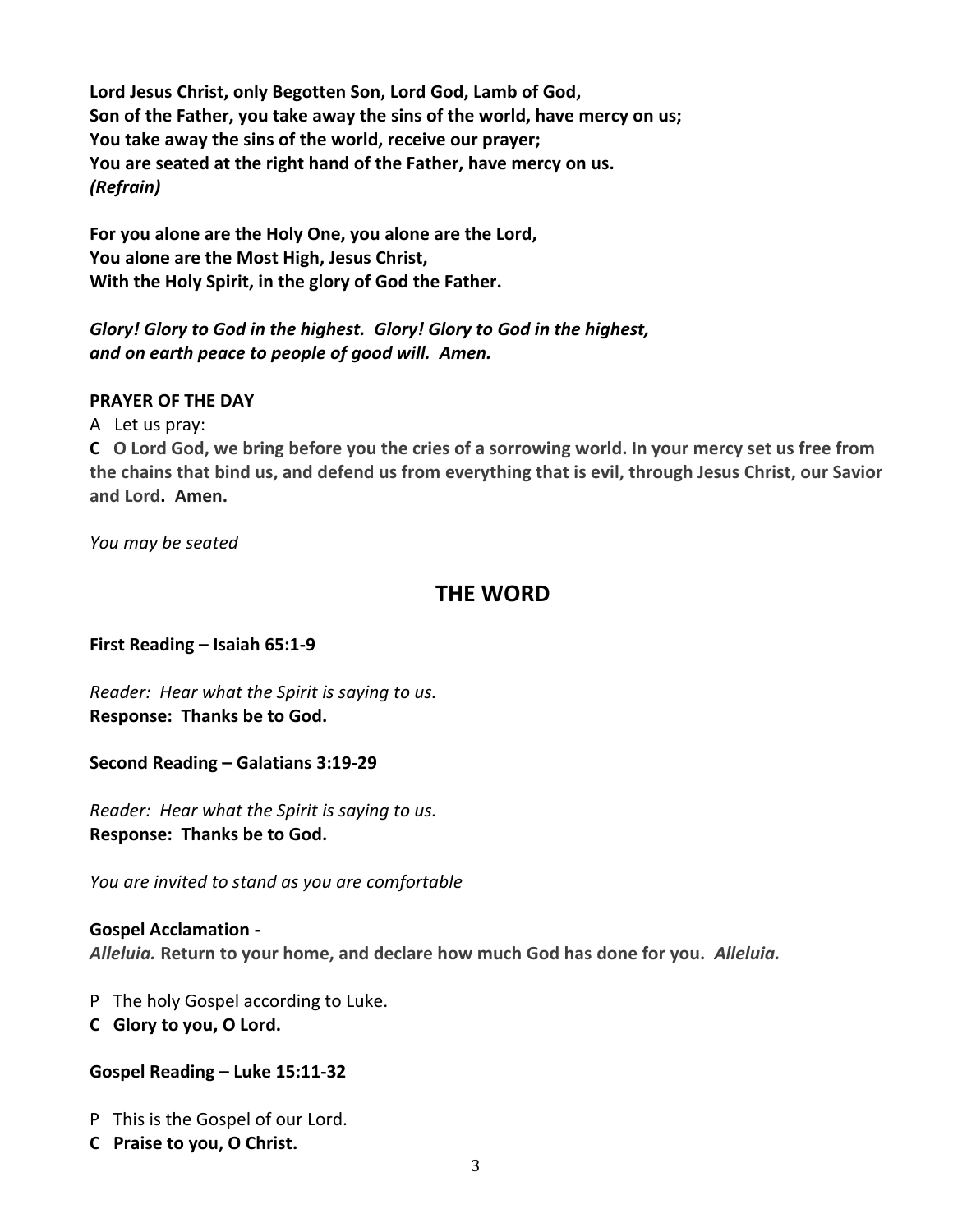**Lord Jesus Christ, only Begotten Son, Lord God, Lamb of God,**
**Son of the Father, you take away the sins of the world, have mercy on us;**
**You take away the sins of the world, receive our prayer;**
**You are seated at the right hand of the Father, have mercy on us.**
***(Refrain)***

**For you alone are the Holy One, you alone are the Lord,**
**You alone are the Most High, Jesus Christ,**
**With the Holy Spirit, in the glory of God the Father.**

***Glory! Glory to God in the highest. Glory! Glory to God in the highest,***
***and on earth peace to people of good will. Amen.***

**PRAYER OF THE DAY**

A Let us pray:

**C O Lord God, we bring before you the cries of a sorrowing world. In your mercy set us free from the chains that bind us, and defend us from everything that is evil, through Jesus Christ, our Savior and Lord. Amen.**

*You may be seated*

## THE WORD

**First Reading – Isaiah 65:1-9**

*Reader: Hear what the Spirit is saying to us.*
**Response: Thanks be to God.**

**Second Reading – Galatians 3:19-29**

*Reader: Hear what the Spirit is saying to us.*
**Response: Thanks be to God.**

*You are invited to stand as you are comfortable*

**Gospel Acclamation -**
***Alleluia.* Return to your home, and declare how much God has done for you. *Alleluia.***

P The holy Gospel according to Luke.
**C Glory to you, O Lord.**

**Gospel Reading – Luke 15:11-32**

P This is the Gospel of our Lord.
**C Praise to you, O Christ.**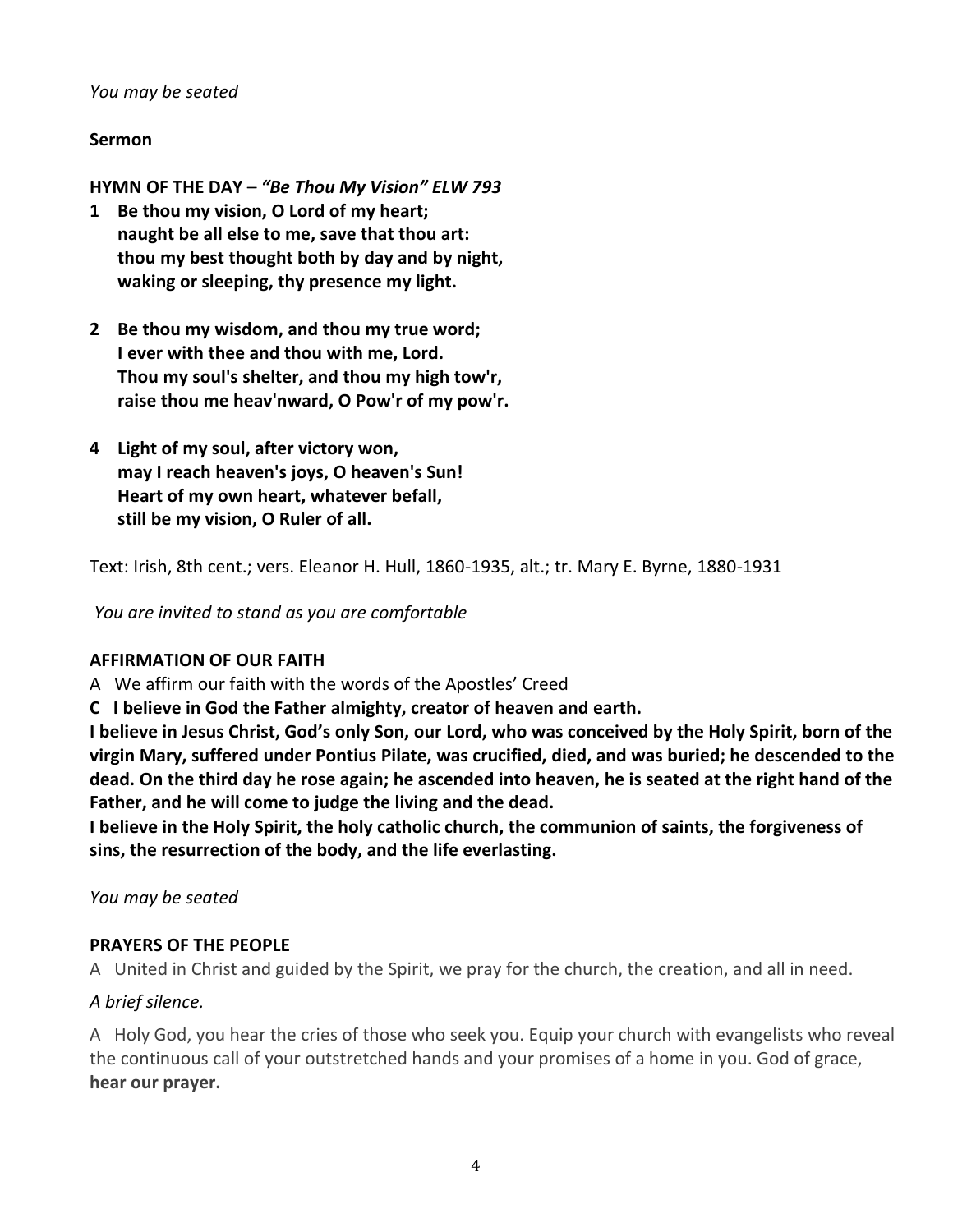*You may be seated*

**Sermon**

**HYMN OF THE DAY** – ***"Be Thou My Vision" ELW 793***

**1 Be thou my vision, O Lord of my heart;
naught be all else to me, save that thou art:
thou my best thought both by day and by night,
waking or sleeping, thy presence my light.**

**2 Be thou my wisdom, and thou my true word;
I ever with thee and thou with me, Lord.
Thou my soul's shelter, and thou my high tow'r,
raise thou me heav'nward, O Pow'r of my pow'r.**

**4 Light of my soul, after victory won,
may I reach heaven's joys, O heaven's Sun!
Heart of my own heart, whatever befall,
still be my vision, O Ruler of all.**

Text: Irish, 8th cent.; vers. Eleanor H. Hull, 1860-1935, alt.; tr. Mary E. Byrne, 1880-1931

*You are invited to stand as you are comfortable*

**AFFIRMATION OF OUR FAITH**

A We affirm our faith with the words of the Apostles' Creed

**C I believe in God the Father almighty, creator of heaven and earth.**

**I believe in Jesus Christ, God's only Son, our Lord, who was conceived by the Holy Spirit, born of the virgin Mary, suffered under Pontius Pilate, was crucified, died, and was buried; he descended to the dead. On the third day he rose again; he ascended into heaven, he is seated at the right hand of the Father, and he will come to judge the living and the dead.**

**I believe in the Holy Spirit, the holy catholic church, the communion of saints, the forgiveness of sins, the resurrection of the body, and the life everlasting.**

*You may be seated*

**PRAYERS OF THE PEOPLE**

A United in Christ and guided by the Spirit, we pray for the church, the creation, and all in need.

*A brief silence.*

A Holy God, you hear the cries of those who seek you. Equip your church with evangelists who reveal the continuous call of your outstretched hands and your promises of a home in you. God of grace, **hear our prayer.**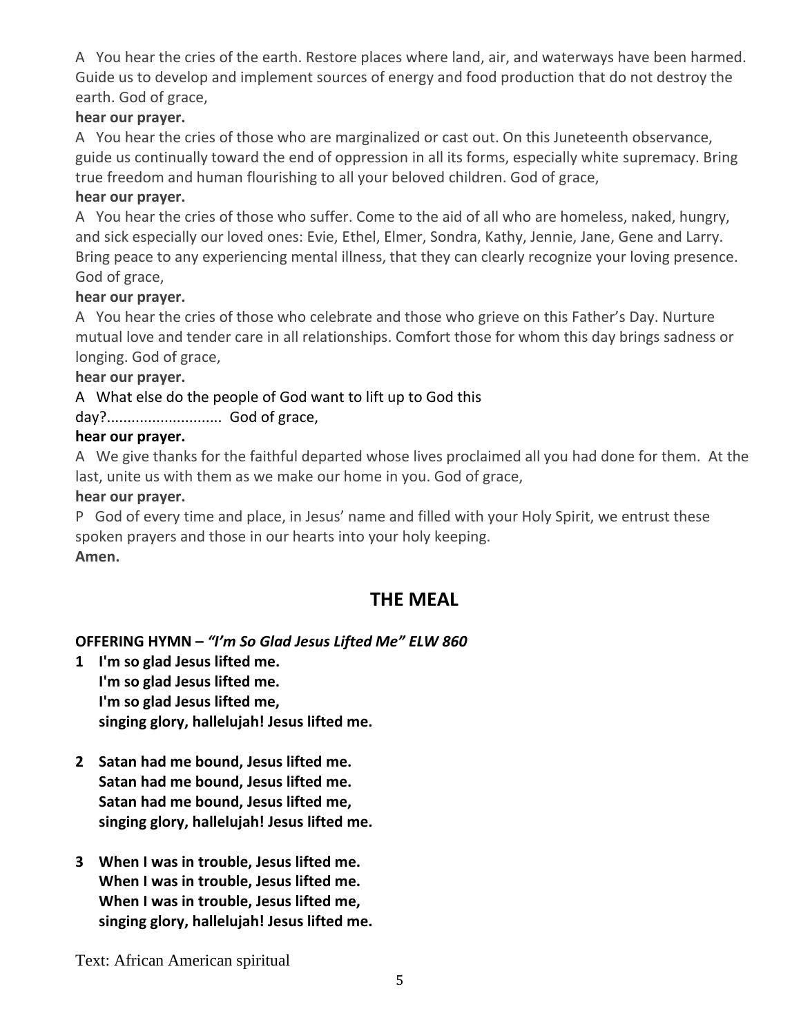A You hear the cries of the earth. Restore places where land, air, and waterways have been harmed. Guide us to develop and implement sources of energy and food production that do not destroy the earth. God of grace,

**hear our prayer.**

A You hear the cries of those who are marginalized or cast out. On this Juneteenth observance, guide us continually toward the end of oppression in all its forms, especially white supremacy. Bring true freedom and human flourishing to all your beloved children. God of grace,

**hear our prayer.**

A You hear the cries of those who suffer. Come to the aid of all who are homeless, naked, hungry, and sick especially our loved ones: Evie, Ethel, Elmer, Sondra, Kathy, Jennie, Jane, Gene and Larry. Bring peace to any experiencing mental illness, that they can clearly recognize your loving presence. God of grace,

**hear our prayer.**

A You hear the cries of those who celebrate and those who grieve on this Father's Day. Nurture mutual love and tender care in all relationships. Comfort those for whom this day brings sadness or longing. God of grace,

**hear our prayer.**

A What else do the people of God want to lift up to God this day?........................... God of grace,

**hear our prayer.**

A We give thanks for the faithful departed whose lives proclaimed all you had done for them. At the last, unite us with them as we make our home in you. God of grace,

**hear our prayer.**

P God of every time and place, in Jesus' name and filled with your Holy Spirit, we entrust these spoken prayers and those in our hearts into your holy keeping.

**Amen.**

## THE MEAL

**OFFERING HYMN –** ***"I'm So Glad Jesus Lifted Me" ELW 860***

**1 I'm so glad Jesus lifted me.
I'm so glad Jesus lifted me.
I'm so glad Jesus lifted me,
singing glory, hallelujah! Jesus lifted me.**

**2 Satan had me bound, Jesus lifted me.
Satan had me bound, Jesus lifted me.
Satan had me bound, Jesus lifted me,
singing glory, hallelujah! Jesus lifted me.**

**3 When I was in trouble, Jesus lifted me.
When I was in trouble, Jesus lifted me.
When I was in trouble, Jesus lifted me,
singing glory, hallelujah! Jesus lifted me.**

Text: African American spiritual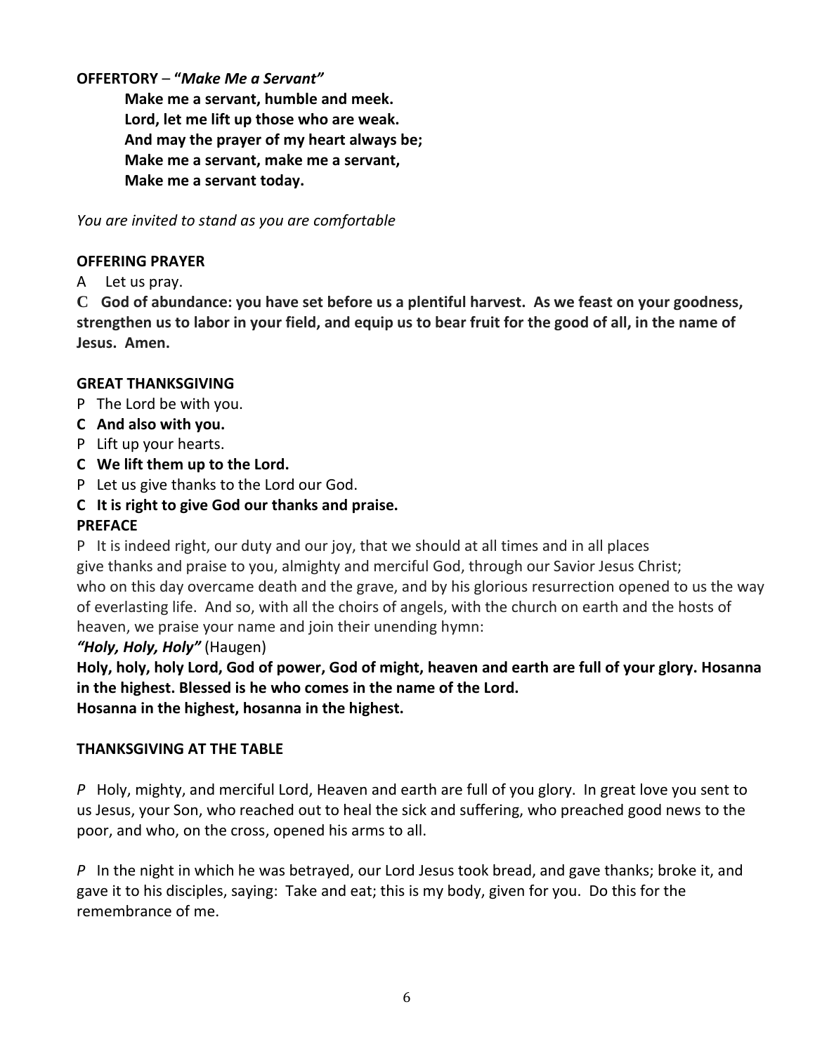**OFFERTORY** – **"*Make Me a Servant"***

> **Make me a servant, humble and meek.**
> **Lord, let me lift up those who are weak.**
> **And may the prayer of my heart always be;**
> **Make me a servant, make me a servant,**
> **Make me a servant today.**

*You are invited to stand as you are comfortable*

**OFFERING PRAYER**

A Let us pray.

**C God of abundance: you have set before us a plentiful harvest. As we feast on your goodness, strengthen us to labor in your field, and equip us to bear fruit for the good of all, in the name of Jesus. Amen.**

**GREAT THANKSGIVING**

P The Lord be with you.
**C And also with you.**
P Lift up your hearts.
**C We lift them up to the Lord.**
P Let us give thanks to the Lord our God.
**C It is right to give God our thanks and praise.**

**PREFACE**

P It is indeed right, our duty and our joy, that we should at all times and in all places give thanks and praise to you, almighty and merciful God, through our Savior Jesus Christ; who on this day overcame death and the grave, and by his glorious resurrection opened to us the way of everlasting life. And so, with all the choirs of angels, with the church on earth and the hosts of heaven, we praise your name and join their unending hymn:

***"Holy, Holy, Holy"*** (Haugen)

**Holy, holy, holy Lord, God of power, God of might, heaven and earth are full of your glory. Hosanna in the highest. Blessed is he who comes in the name of the Lord.**
**Hosanna in the highest, hosanna in the highest.**

**THANKSGIVING AT THE TABLE**

*P* Holy, mighty, and merciful Lord, Heaven and earth are full of you glory. In great love you sent to us Jesus, your Son, who reached out to heal the sick and suffering, who preached good news to the poor, and who, on the cross, opened his arms to all.

*P* In the night in which he was betrayed, our Lord Jesus took bread, and gave thanks; broke it, and gave it to his disciples, saying: Take and eat; this is my body, given for you. Do this for the remembrance of me.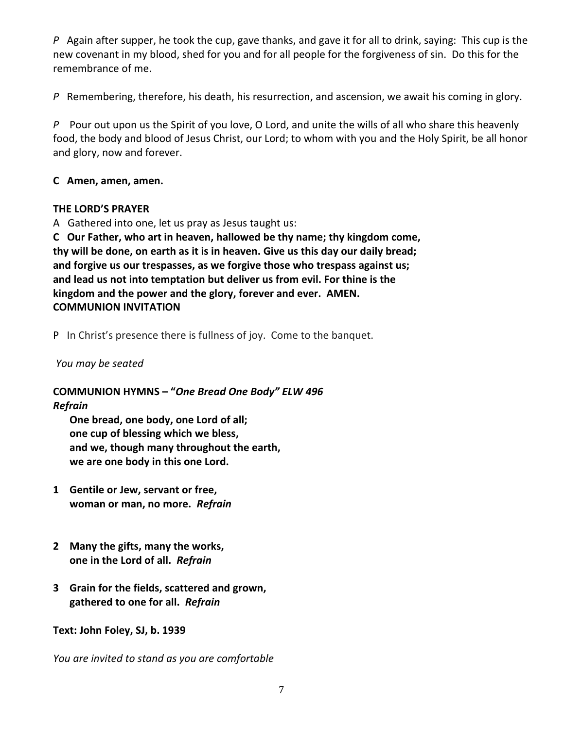*P* Again after supper, he took the cup, gave thanks, and gave it for all to drink, saying: This cup is the new covenant in my blood, shed for you and for all people for the forgiveness of sin. Do this for the remembrance of me.

*P* Remembering, therefore, his death, his resurrection, and ascension, we await his coming in glory.

*P* Pour out upon us the Spirit of you love, O Lord, and unite the wills of all who share this heavenly food, the body and blood of Jesus Christ, our Lord; to whom with you and the Holy Spirit, be all honor and glory, now and forever.

**C Amen, amen, amen.**

**THE LORD'S PRAYER**

A Gathered into one, let us pray as Jesus taught us:

**C Our Father, who art in heaven, hallowed be thy name; thy kingdom come, thy will be done, on earth as it is in heaven. Give us this day our daily bread; and forgive us our trespasses, as we forgive those who trespass against us; and lead us not into temptation but deliver us from evil. For thine is the kingdom and the power and the glory, forever and ever. AMEN.**

**COMMUNION INVITATION**

P In Christ's presence there is fullness of joy. Come to the banquet.

*You may be seated*

**COMMUNION HYMNS – "*One Bread One Body" ELW 496***

***Refrain***

**One bread, one body, one Lord of all;**
**one cup of blessing which we bless,**
**and we, though many throughout the earth,**
**we are one body in this one Lord.**

**1 Gentile or Jew, servant or free,**
**woman or man, no more. *Refrain***

**2 Many the gifts, many the works,**
**one in the Lord of all. *Refrain***

**3 Grain for the fields, scattered and grown,**
**gathered to one for all. *Refrain***

**Text: John Foley, SJ, b. 1939**

*You are invited to stand as you are comfortable*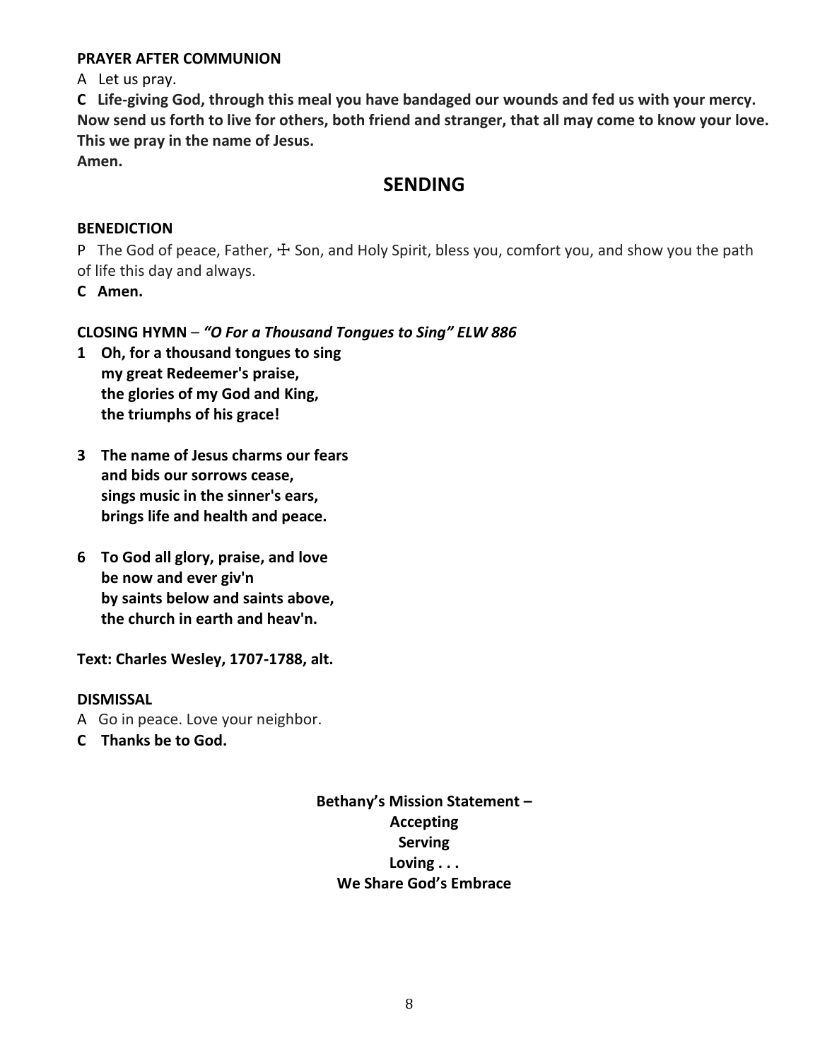**PRAYER AFTER COMMUNION**

A Let us pray.

**C Life-giving God, through this meal you have bandaged our wounds and fed us with your mercy. Now send us forth to live for others, both friend and stranger, that all may come to know your love. This we pray in the name of Jesus.**
**Amen.**

## SENDING

**BENEDICTION**

P The God of peace, Father, ☩ Son, and Holy Spirit, bless you, comfort you, and show you the path of life this day and always.

**C Amen.**

**CLOSING HYMN** – ***"O For a Thousand Tongues to Sing" ELW 886***

**1 Oh, for a thousand tongues to sing**
**my great Redeemer's praise,**
**the glories of my God and King,**
**the triumphs of his grace!**

**3 The name of Jesus charms our fears**
**and bids our sorrows cease,**
**sings music in the sinner's ears,**
**brings life and health and peace.**

**6 To God all glory, praise, and love**
**be now and ever giv'n**
**by saints below and saints above,**
**the church in earth and heav'n.**

**Text: Charles Wesley, 1707-1788, alt.**

**DISMISSAL**

A Go in peace. Love your neighbor.

**C Thanks be to God.**

**Bethany's Mission Statement –**
**Accepting**
**Serving**
**Loving . . .**
**We Share God's Embrace**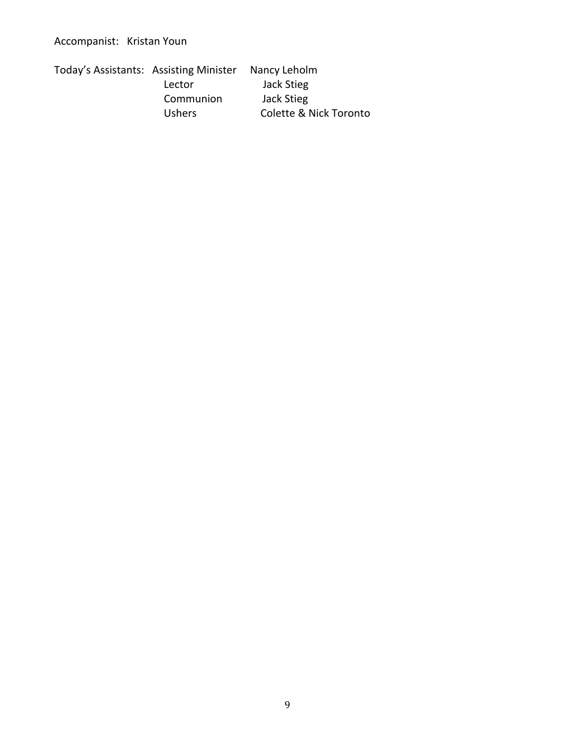Accompanist: Kristan Youn

| | | |
|---|---|---|
| Today's Assistants: | Assisting Minister | Nancy Leholm |
| | Lector | Jack Stieg |
| | Communion | Jack Stieg |
| | Ushers | Colette & Nick Toronto |